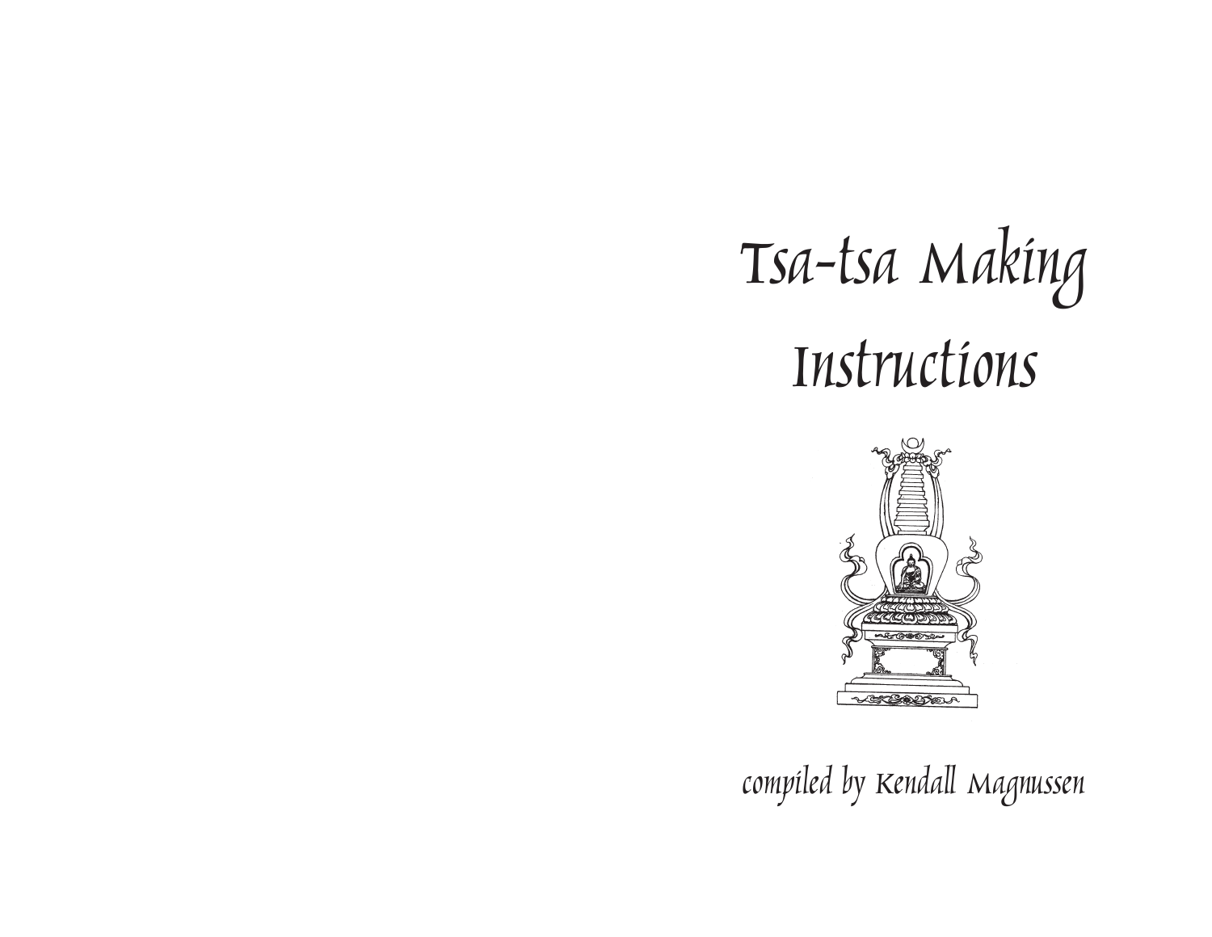# Tsa-tsa Making Instructions

compiled by Kendall Magnussen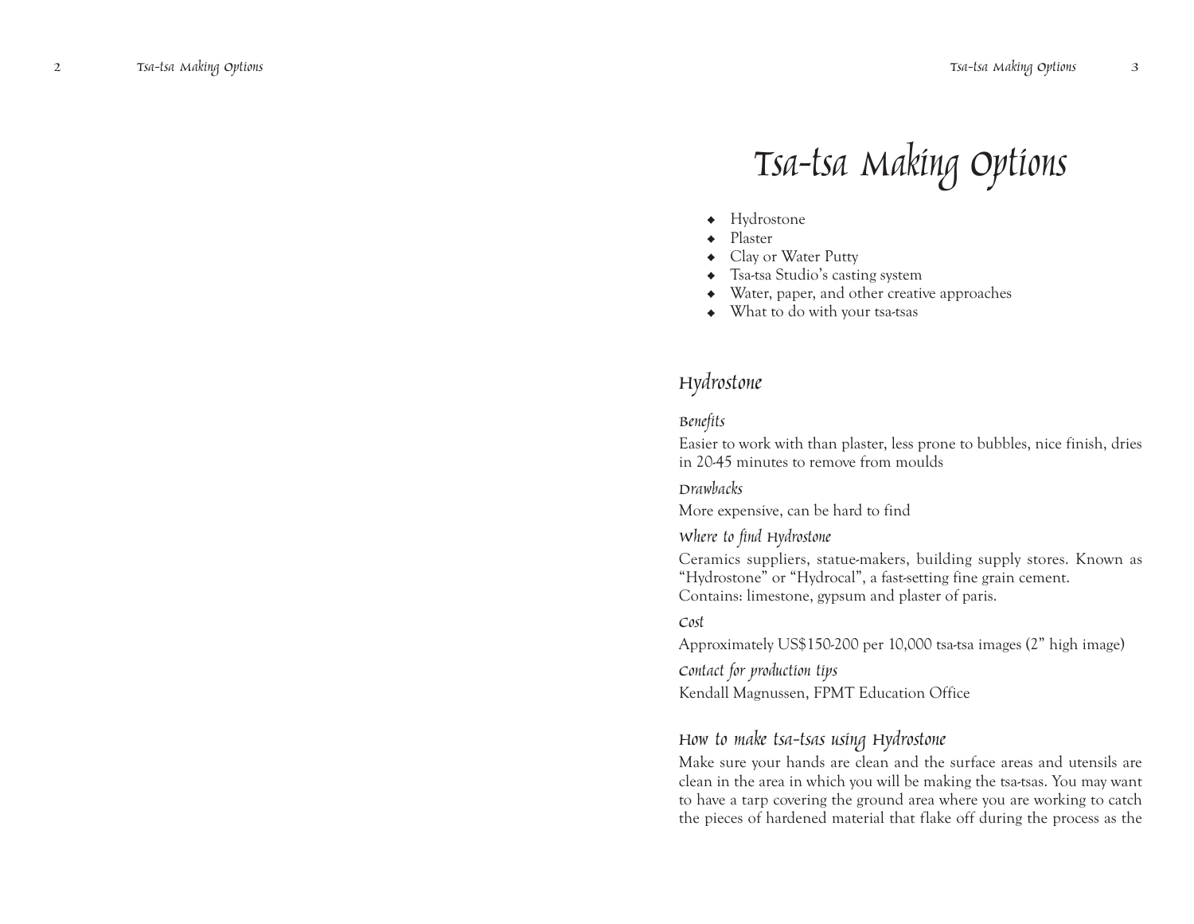# Tsa-tsa Making Options

- Hydrostone
- Plaster
- Clay or Water Putty
- Tsa-tsa Studio's casting system
- Water, paper, and other creative approaches
- What to do with your tsa-tsas

## Hydrostone

### Benefits

Easier to work with than plaster, less prone to bubbles, nice finish, dries in 20-45 minutes to remove from moulds

### Drawbacks

More expensive, can be hard to find

### Where to find Hydrostone

Ceramics suppliers, statue-makers, building supply stores. Known as "Hydrostone" or "Hydrocal", a fast-setting fine grain cement.
Contains: limestone, gypsum and plaster of paris.

### Cost

Approximately US$150-200 per 10,000 tsa-tsa images (2" high image)

### Contact for production tips

Kendall Magnussen, FPMT Education Office

## How to make tsa-tsas using Hydrostone

Make sure your hands are clean and the surface areas and utensils are clean in the area in which you will be making the tsa-tsas. You may want to have a tarp covering the ground area where you are working to catch the pieces of hardened material that flake off during the process as the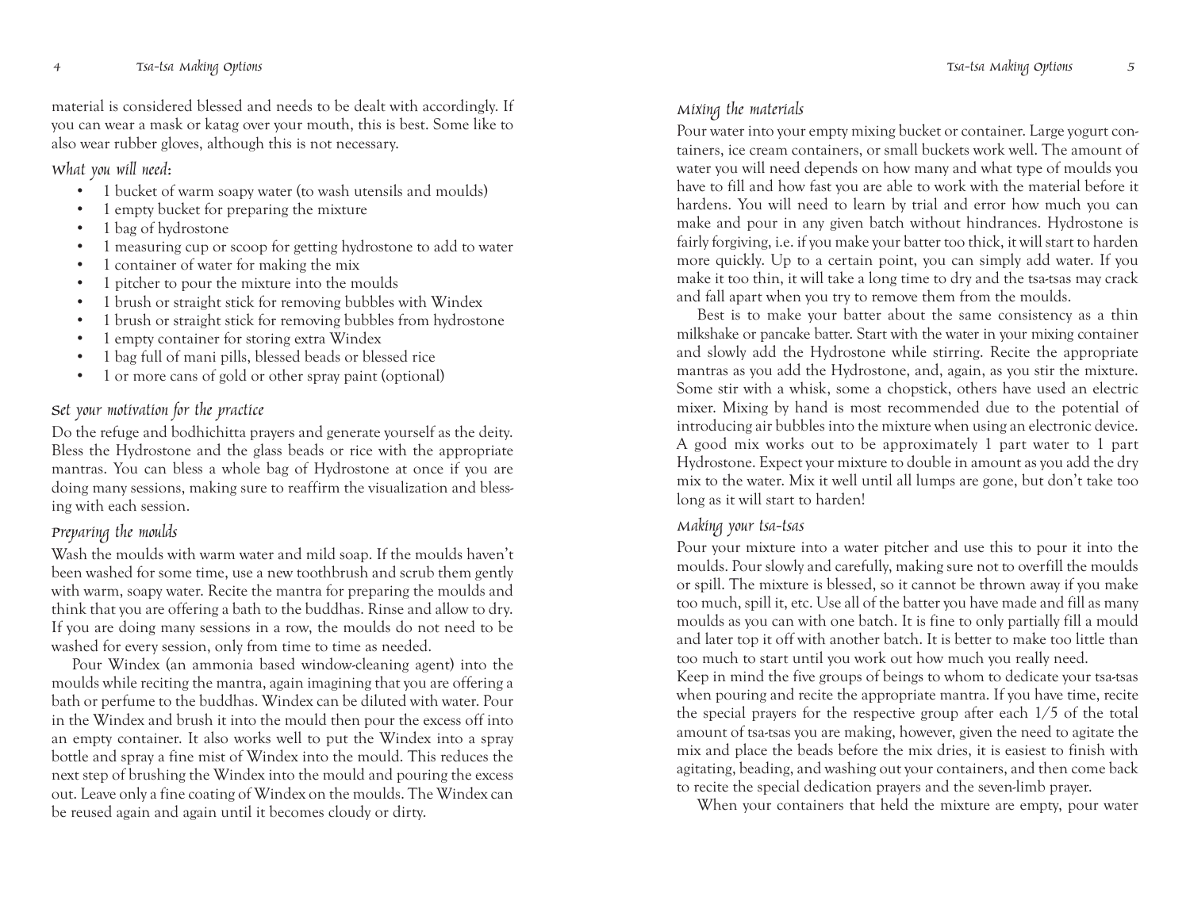material is considered blessed and needs to be dealt with accordingly. If you can wear a mask or katag over your mouth, this is best. Some like to also wear rubber gloves, although this is not necessary.

### What you will need:

- 1 bucket of warm soapy water (to wash utensils and moulds)
- 1 empty bucket for preparing the mixture
- 1 bag of hydrostone
- 1 measuring cup or scoop for getting hydrostone to add to water
- 1 container of water for making the mix
- 1 pitcher to pour the mixture into the moulds
- 1 brush or straight stick for removing bubbles with Windex
- 1 brush or straight stick for removing bubbles from hydrostone
- 1 empty container for storing extra Windex
- 1 bag full of mani pills, blessed beads or blessed rice
- 1 or more cans of gold or other spray paint (optional)

### Set your motivation for the practice

Do the refuge and bodhichitta prayers and generate yourself as the deity. Bless the Hydrostone and the glass beads or rice with the appropriate mantras. You can bless a whole bag of Hydrostone at once if you are doing many sessions, making sure to reaffirm the visualization and blessing with each session.

### Preparing the moulds

Wash the moulds with warm water and mild soap. If the moulds haven't been washed for some time, use a new toothbrush and scrub them gently with warm, soapy water. Recite the mantra for preparing the moulds and think that you are offering a bath to the buddhas. Rinse and allow to dry. If you are doing many sessions in a row, the moulds do not need to be washed for every session, only from time to time as needed.

Pour Windex (an ammonia based window-cleaning agent) into the moulds while reciting the mantra, again imagining that you are offering a bath or perfume to the buddhas. Windex can be diluted with water. Pour in the Windex and brush it into the mould then pour the excess off into an empty container. It also works well to put the Windex into a spray bottle and spray a fine mist of Windex into the mould. This reduces the next step of brushing the Windex into the mould and pouring the excess out. Leave only a fine coating of Windex on the moulds. The Windex can be reused again and again until it becomes cloudy or dirty.

### Mixing the materials

Pour water into your empty mixing bucket or container. Large yogurt containers, ice cream containers, or small buckets work well. The amount of water you will need depends on how many and what type of moulds you have to fill and how fast you are able to work with the material before it hardens. You will need to learn by trial and error how much you can make and pour in any given batch without hindrances. Hydrostone is fairly forgiving, i.e. if you make your batter too thick, it will start to harden more quickly. Up to a certain point, you can simply add water. If you make it too thin, it will take a long time to dry and the tsa-tsas may crack and fall apart when you try to remove them from the moulds.

Best is to make your batter about the same consistency as a thin milkshake or pancake batter. Start with the water in your mixing container and slowly add the Hydrostone while stirring. Recite the appropriate mantras as you add the Hydrostone, and, again, as you stir the mixture. Some stir with a whisk, some a chopstick, others have used an electric mixer. Mixing by hand is most recommended due to the potential of introducing air bubbles into the mixture when using an electronic device. A good mix works out to be approximately 1 part water to 1 part Hydrostone. Expect your mixture to double in amount as you add the dry mix to the water. Mix it well until all lumps are gone, but don't take too long as it will start to harden!

### Making your tsa-tsas

Pour your mixture into a water pitcher and use this to pour it into the moulds. Pour slowly and carefully, making sure not to overfill the moulds or spill. The mixture is blessed, so it cannot be thrown away if you make too much, spill it, etc. Use all of the batter you have made and fill as many moulds as you can with one batch. It is fine to only partially fill a mould and later top it off with another batch. It is better to make too little than too much to start until you work out how much you really need.

Keep in mind the five groups of beings to whom to dedicate your tsa-tsas when pouring and recite the appropriate mantra. If you have time, recite the special prayers for the respective group after each 1/5 of the total amount of tsa-tsas you are making, however, given the need to agitate the mix and place the beads before the mix dries, it is easiest to finish with agitating, beading, and washing out your containers, and then come back to recite the special dedication prayers and the seven-limb prayer.

When your containers that held the mixture are empty, pour water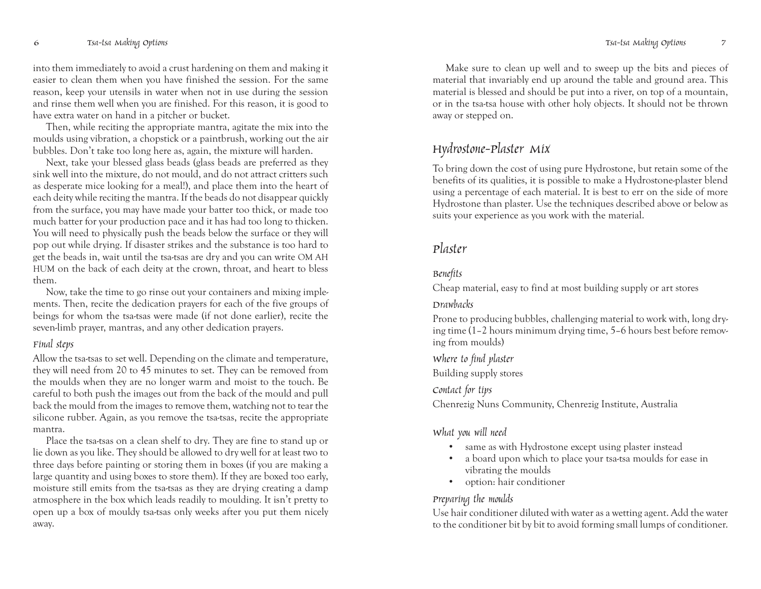into them immediately to avoid a crust hardening on them and making it easier to clean them when you have finished the session. For the same reason, keep your utensils in water when not in use during the session and rinse them well when you are finished. For this reason, it is good to have extra water on hand in a pitcher or bucket.

Then, while reciting the appropriate mantra, agitate the mix into the moulds using vibration, a chopstick or a paintbrush, working out the air bubbles. Don't take too long here as, again, the mixture will harden.

Next, take your blessed glass beads (glass beads are preferred as they sink well into the mixture, do not mould, and do not attract critters such as desperate mice looking for a meal!), and place them into the heart of each deity while reciting the mantra. If the beads do not disappear quickly from the surface, you may have made your batter too thick, or made too much batter for your production pace and it has had too long to thicken. You will need to physically push the beads below the surface or they will pop out while drying. If disaster strikes and the substance is too hard to get the beads in, wait until the tsa-tsas are dry and you can write OM AH HUM on the back of each deity at the crown, throat, and heart to bless them.

Now, take the time to go rinse out your containers and mixing implements. Then, recite the dedication prayers for each of the five groups of beings for whom the tsa-tsas were made (if not done earlier), recite the seven-limb prayer, mantras, and any other dedication prayers.

#### *Final steps*

Allow the tsa-tsas to set well. Depending on the climate and temperature, they will need from 20 to 45 minutes to set. They can be removed from the moulds when they are no longer warm and moist to the touch. Be careful to both push the images out from the back of the mould and pull back the mould from the images to remove them, watching not to tear the silicone rubber. Again, as you remove the tsa-tsas, recite the appropriate mantra.

Place the tsa-tsas on a clean shelf to dry. They are fine to stand up or lie down as you like. They should be allowed to dry well for at least two to three days before painting or storing them in boxes (if you are making a large quantity and using boxes to store them). If they are boxed too early, moisture still emits from the tsa-tsas as they are drying creating a damp atmosphere in the box which leads readily to moulding. It isn't pretty to open up a box of mouldy tsa-tsas only weeks after you put them nicely away.

Make sure to clean up well and to sweep up the bits and pieces of material that invariably end up around the table and ground area. This material is blessed and should be put into a river, on top of a mountain, or in the tsa-tsa house with other holy objects. It should not be thrown away or stepped on.

## Hydrostone-Plaster Mix

To bring down the cost of using pure Hydrostone, but retain some of the benefits of its qualities, it is possible to make a Hydrostone-plaster blend using a percentage of each material. It is best to err on the side of more Hydrostone than plaster. Use the techniques described above or below as suits your experience as you work with the material.

## Plaster

#### *Benefits*

Cheap material, easy to find at most building supply or art stores

#### *Drawbacks*

Prone to producing bubbles, challenging material to work with, long drying time (1–2 hours minimum drying time, 5–6 hours best before removing from moulds)

#### *Where to find plaster*

Building supply stores

#### *Contact for tips*

Chenrezig Nuns Community, Chenrezig Institute, Australia

#### *What you will need*

- same as with Hydrostone except using plaster instead
- a board upon which to place your tsa-tsa moulds for ease in vibrating the moulds
- option: hair conditioner

#### *Preparing the moulds*

Use hair conditioner diluted with water as a wetting agent. Add the water to the conditioner bit by bit to avoid forming small lumps of conditioner.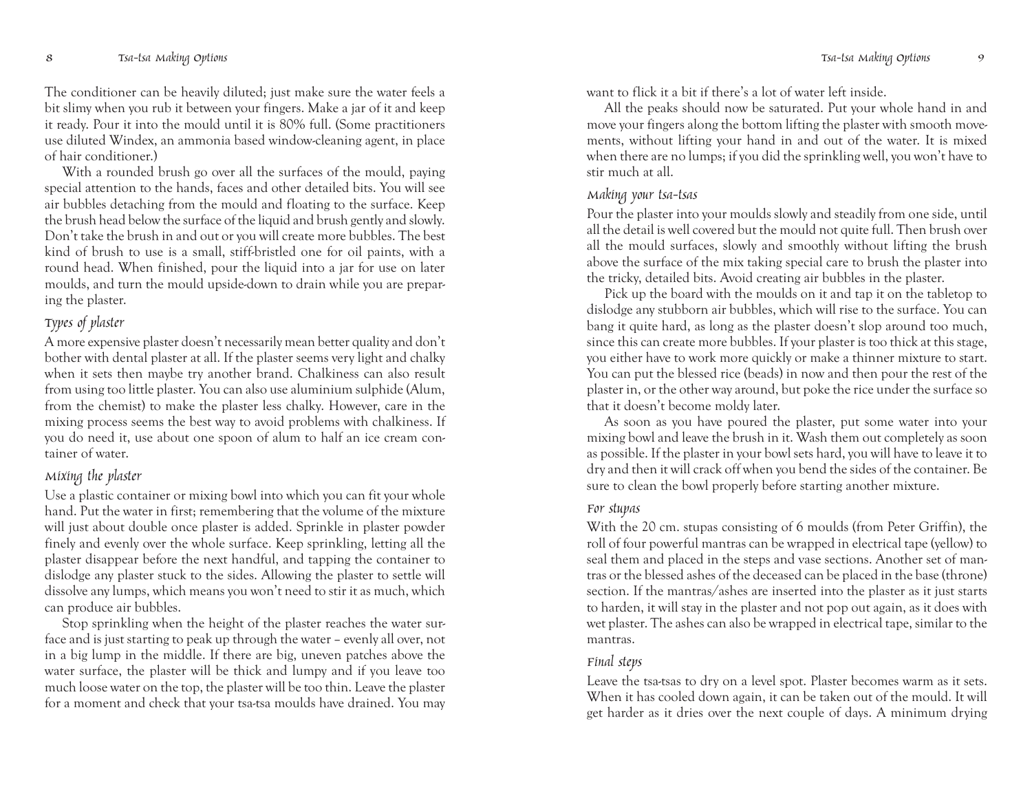The conditioner can be heavily diluted; just make sure the water feels a bit slimy when you rub it between your fingers. Make a jar of it and keep it ready. Pour it into the mould until it is 80% full. (Some practitioners use diluted Windex, an ammonia based window-cleaning agent, in place of hair conditioner.)

With a rounded brush go over all the surfaces of the mould, paying special attention to the hands, faces and other detailed bits. You will see air bubbles detaching from the mould and floating to the surface. Keep the brush head below the surface of the liquid and brush gently and slowly. Don't take the brush in and out or you will create more bubbles. The best kind of brush to use is a small, stiff-bristled one for oil paints, with a round head. When finished, pour the liquid into a jar for use on later moulds, and turn the mould upside-down to drain while you are preparing the plaster.

### *Types of plaster*

A more expensive plaster doesn't necessarily mean better quality and don't bother with dental plaster at all. If the plaster seems very light and chalky when it sets then maybe try another brand. Chalkiness can also result from using too little plaster. You can also use aluminium sulphide (Alum, from the chemist) to make the plaster less chalky. However, care in the mixing process seems the best way to avoid problems with chalkiness. If you do need it, use about one spoon of alum to half an ice cream container of water.

### *Mixing the plaster*

Use a plastic container or mixing bowl into which you can fit your whole hand. Put the water in first; remembering that the volume of the mixture will just about double once plaster is added. Sprinkle in plaster powder finely and evenly over the whole surface. Keep sprinkling, letting all the plaster disappear before the next handful, and tapping the container to dislodge any plaster stuck to the sides. Allowing the plaster to settle will dissolve any lumps, which means you won't need to stir it as much, which can produce air bubbles.

Stop sprinkling when the height of the plaster reaches the water surface and is just starting to peak up through the water – evenly all over, not in a big lump in the middle. If there are big, uneven patches above the water surface, the plaster will be thick and lumpy and if you leave too much loose water on the top, the plaster will be too thin. Leave the plaster for a moment and check that your tsa-tsa moulds have drained. You may want to flick it a bit if there's a lot of water left inside.

All the peaks should now be saturated. Put your whole hand in and move your fingers along the bottom lifting the plaster with smooth movements, without lifting your hand in and out of the water. It is mixed when there are no lumps; if you did the sprinkling well, you won't have to stir much at all.

### *Making your tsa-tsas*

Pour the plaster into your moulds slowly and steadily from one side, until all the detail is well covered but the mould not quite full. Then brush over all the mould surfaces, slowly and smoothly without lifting the brush above the surface of the mix taking special care to brush the plaster into the tricky, detailed bits. Avoid creating air bubbles in the plaster.

Pick up the board with the moulds on it and tap it on the tabletop to dislodge any stubborn air bubbles, which will rise to the surface. You can bang it quite hard, as long as the plaster doesn't slop around too much, since this can create more bubbles. If your plaster is too thick at this stage, you either have to work more quickly or make a thinner mixture to start. You can put the blessed rice (beads) in now and then pour the rest of the plaster in, or the other way around, but poke the rice under the surface so that it doesn't become moldy later.

As soon as you have poured the plaster, put some water into your mixing bowl and leave the brush in it. Wash them out completely as soon as possible. If the plaster in your bowl sets hard, you will have to leave it to dry and then it will crack off when you bend the sides of the container. Be sure to clean the bowl properly before starting another mixture.

### *For stupas*

With the 20 cm. stupas consisting of 6 moulds (from Peter Griffin), the roll of four powerful mantras can be wrapped in electrical tape (yellow) to seal them and placed in the steps and vase sections. Another set of mantras or the blessed ashes of the deceased can be placed in the base (throne) section. If the mantras/ashes are inserted into the plaster as it just starts to harden, it will stay in the plaster and not pop out again, as it does with wet plaster. The ashes can also be wrapped in electrical tape, similar to the mantras.

### *Final steps*

Leave the tsa-tsas to dry on a level spot. Plaster becomes warm as it sets. When it has cooled down again, it can be taken out of the mould. It will get harder as it dries over the next couple of days. A minimum drying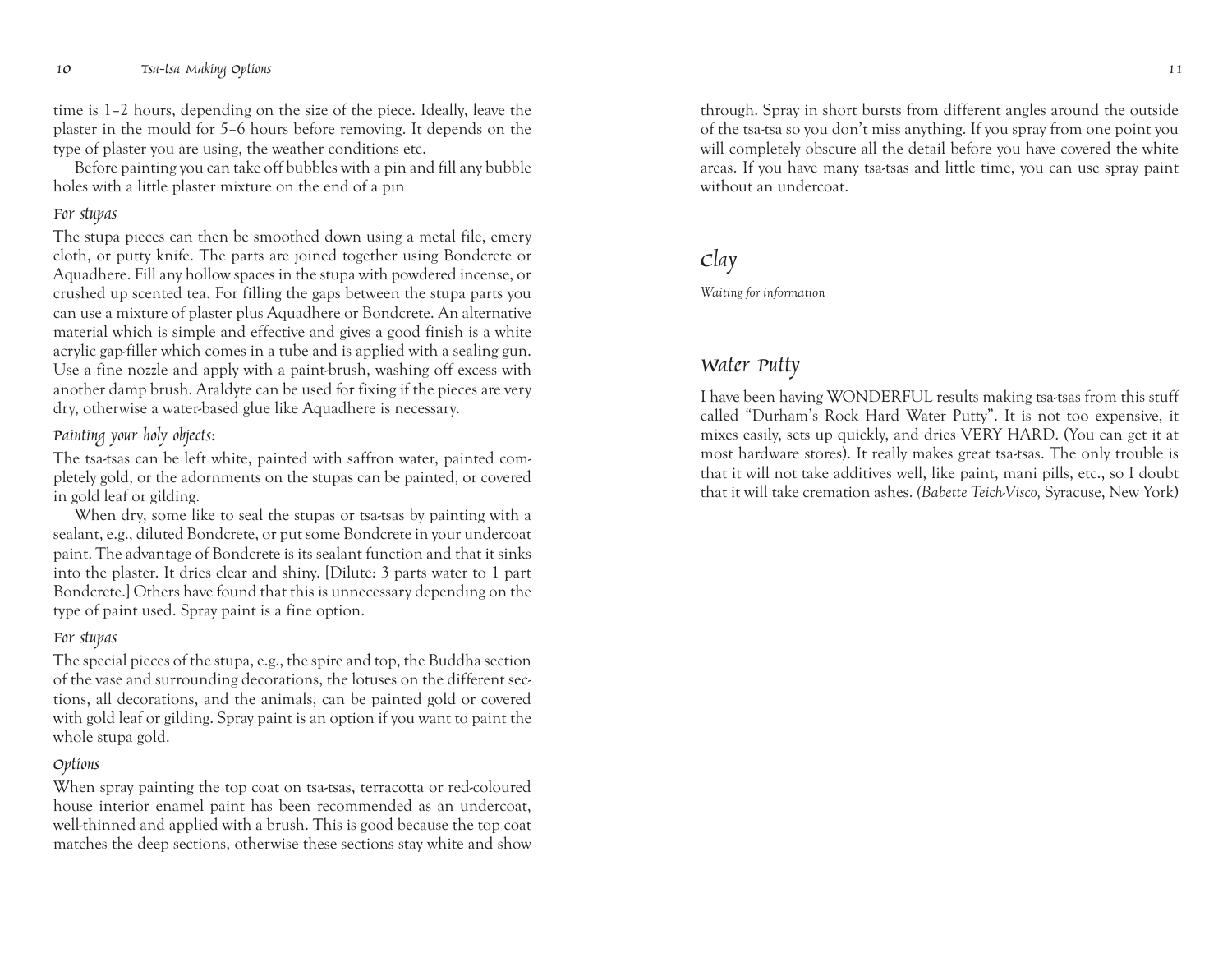time is 1–2 hours, depending on the size of the piece. Ideally, leave the plaster in the mould for 5–6 hours before removing. It depends on the type of plaster you are using, the weather conditions etc.

Before painting you can take off bubbles with a pin and fill any bubble holes with a little plaster mixture on the end of a pin

### *For stupas*

The stupa pieces can then be smoothed down using a metal file, emery cloth, or putty knife. The parts are joined together using Bondcrete or Aquadhere. Fill any hollow spaces in the stupa with powdered incense, or crushed up scented tea. For filling the gaps between the stupa parts you can use a mixture of plaster plus Aquadhere or Bondcrete. An alternative material which is simple and effective and gives a good finish is a white acrylic gap-filler which comes in a tube and is applied with a sealing gun. Use a fine nozzle and apply with a paint-brush, washing off excess with another damp brush. Araldyte can be used for fixing if the pieces are very dry, otherwise a water-based glue like Aquadhere is necessary.

### *Painting your holy objects:*

The tsa-tsas can be left white, painted with saffron water, painted completely gold, or the adornments on the stupas can be painted, or covered in gold leaf or gilding.

When dry, some like to seal the stupas or tsa-tsas by painting with a sealant, e.g., diluted Bondcrete, or put some Bondcrete in your undercoat paint. The advantage of Bondcrete is its sealant function and that it sinks into the plaster. It dries clear and shiny. [Dilute: 3 parts water to 1 part Bondcrete.] Others have found that this is unnecessary depending on the type of paint used. Spray paint is a fine option.

### *For stupas*

The special pieces of the stupa, e.g., the spire and top, the Buddha section of the vase and surrounding decorations, the lotuses on the different sections, all decorations, and the animals, can be painted gold or covered with gold leaf or gilding. Spray paint is an option if you want to paint the whole stupa gold.

### *Options*

When spray painting the top coat on tsa-tsas, terracotta or red-coloured house interior enamel paint has been recommended as an undercoat, well-thinned and applied with a brush. This is good because the top coat matches the deep sections, otherwise these sections stay white and show through. Spray in short bursts from different angles around the outside of the tsa-tsa so you don't miss anything. If you spray from one point you will completely obscure all the detail before you have covered the white areas. If you have many tsa-tsas and little time, you can use spray paint without an undercoat.

## Clay

*Waiting for information*

## Water Putty

I have been having WONDERFUL results making tsa-tsas from this stuff called "Durham's Rock Hard Water Putty". It is not too expensive, it mixes easily, sets up quickly, and dries VERY HARD. (You can get it at most hardware stores). It really makes great tsa-tsas. The only trouble is that it will not take additives well, like paint, mani pills, etc., so I doubt that it will take cremation ashes. (*Babette Teich-Visco,* Syracuse, New York)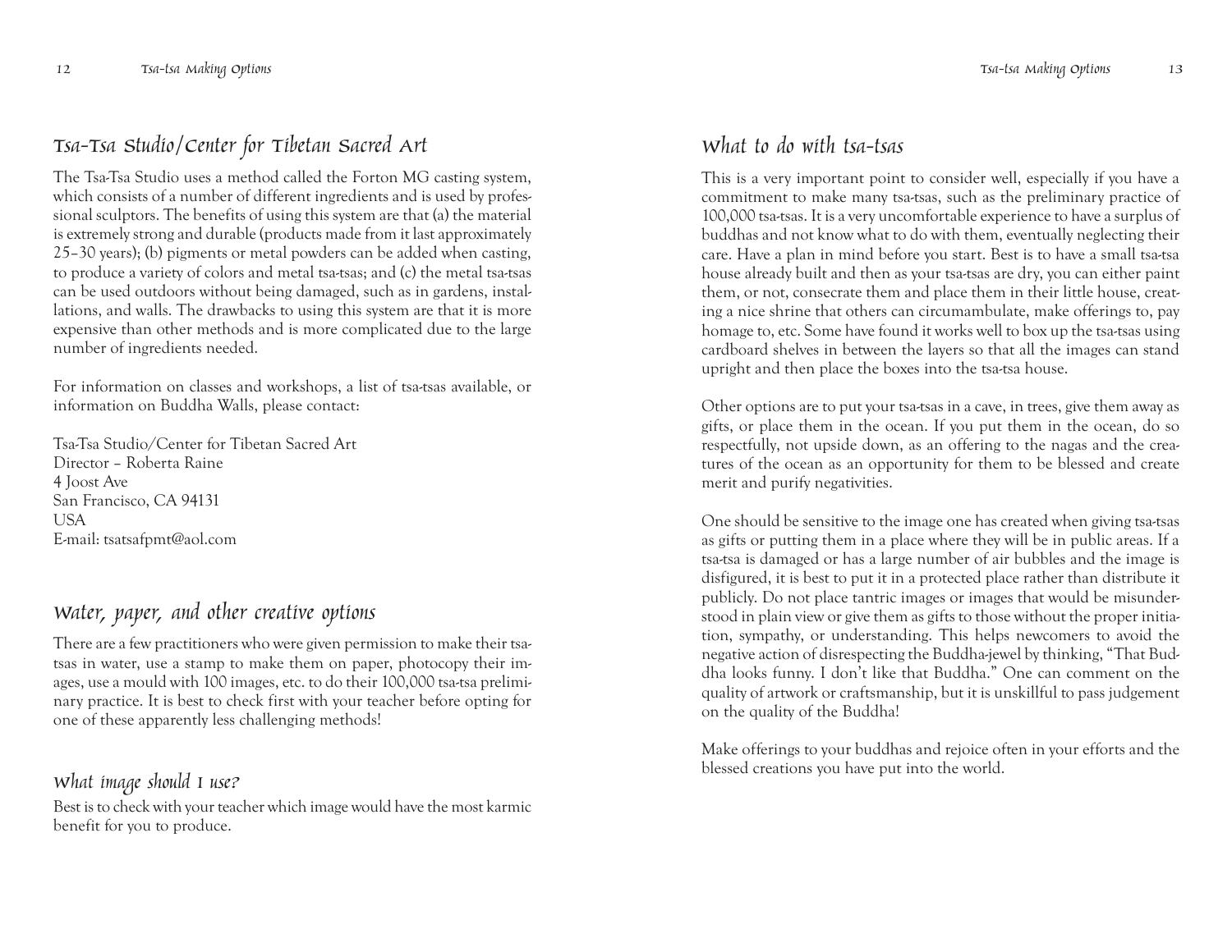## Tsa-Tsa Studio/Center for Tibetan Sacred Art

The Tsa-Tsa Studio uses a method called the Forton MG casting system, which consists of a number of different ingredients and is used by professional sculptors. The benefits of using this system are that (a) the material is extremely strong and durable (products made from it last approximately 25–30 years); (b) pigments or metal powders can be added when casting, to produce a variety of colors and metal tsa-tsas; and (c) the metal tsa-tsas can be used outdoors without being damaged, such as in gardens, installations, and walls. The drawbacks to using this system are that it is more expensive than other methods and is more complicated due to the large number of ingredients needed.

For information on classes and workshops, a list of tsa-tsas available, or information on Buddha Walls, please contact:

Tsa-Tsa Studio/Center for Tibetan Sacred Art
Director – Roberta Raine
4 Joost Ave
San Francisco, CA 94131
USA
E-mail: tsatsafpmt@aol.com

## Water, paper, and other creative options

There are a few practitioners who were given permission to make their tsa-tsas in water, use a stamp to make them on paper, photocopy their images, use a mould with 100 images, etc. to do their 100,000 tsa-tsa preliminary practice. It is best to check first with your teacher before opting for one of these apparently less challenging methods!

### What image should I use?

Best is to check with your teacher which image would have the most karmic benefit for you to produce.

## What to do with tsa-tsas

This is a very important point to consider well, especially if you have a commitment to make many tsa-tsas, such as the preliminary practice of 100,000 tsa-tsas. It is a very uncomfortable experience to have a surplus of buddhas and not know what to do with them, eventually neglecting their care. Have a plan in mind before you start. Best is to have a small tsa-tsa house already built and then as your tsa-tsas are dry, you can either paint them, or not, consecrate them and place them in their little house, creating a nice shrine that others can circumambulate, make offerings to, pay homage to, etc. Some have found it works well to box up the tsa-tsas using cardboard shelves in between the layers so that all the images can stand upright and then place the boxes into the tsa-tsa house.

Other options are to put your tsa-tsas in a cave, in trees, give them away as gifts, or place them in the ocean. If you put them in the ocean, do so respectfully, not upside down, as an offering to the nagas and the creatures of the ocean as an opportunity for them to be blessed and create merit and purify negativities.

One should be sensitive to the image one has created when giving tsa-tsas as gifts or putting them in a place where they will be in public areas. If a tsa-tsa is damaged or has a large number of air bubbles and the image is disfigured, it is best to put it in a protected place rather than distribute it publicly. Do not place tantric images or images that would be misunderstood in plain view or give them as gifts to those without the proper initiation, sympathy, or understanding. This helps newcomers to avoid the negative action of disrespecting the Buddha-jewel by thinking, "That Buddha looks funny. I don't like that Buddha." One can comment on the quality of artwork or craftsmanship, but it is unskillful to pass judgement on the quality of the Buddha!

Make offerings to your buddhas and rejoice often in your efforts and the blessed creations you have put into the world.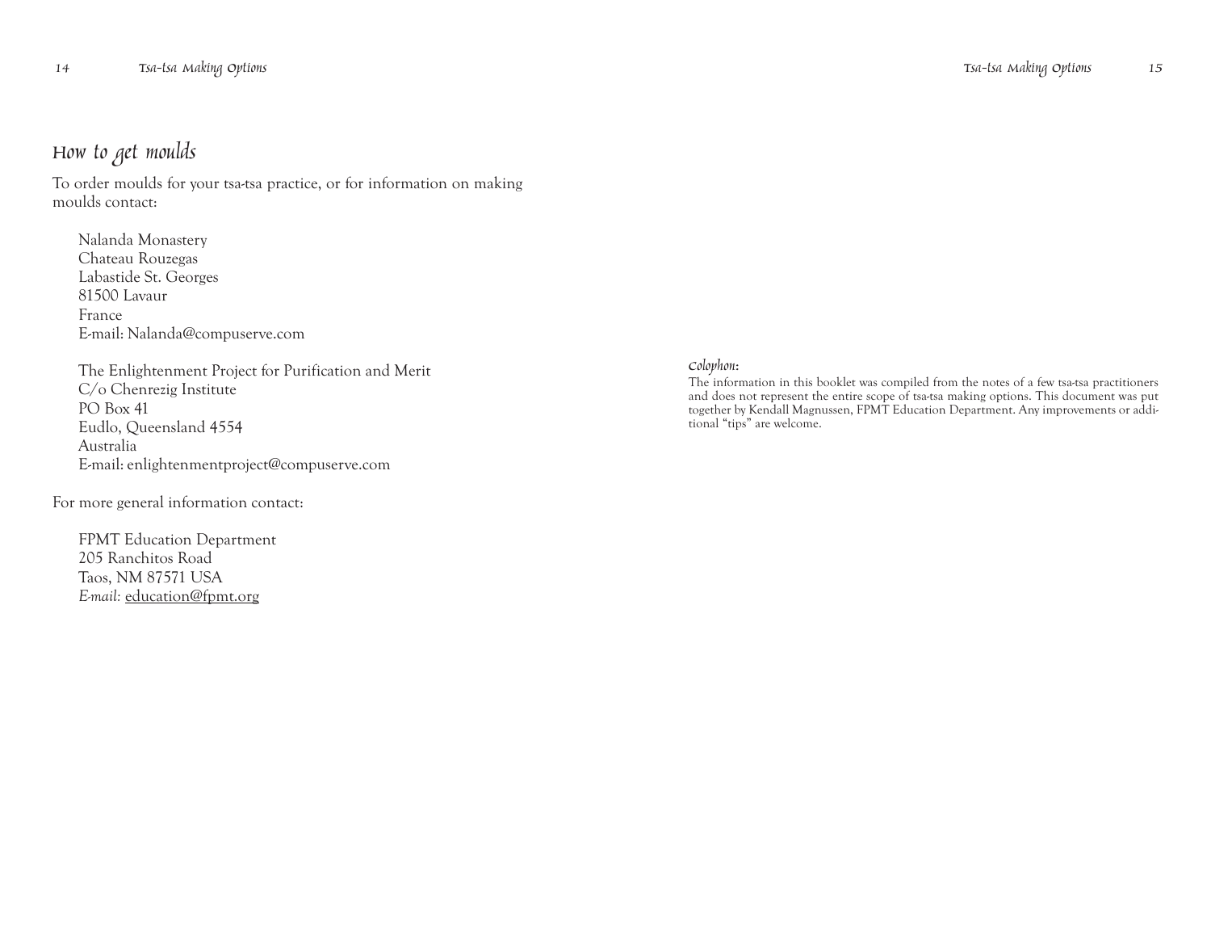## How to get moulds

To order moulds for your tsa-tsa practice, or for information on making moulds contact:

Nalanda Monastery
Chateau Rouzegas
Labastide St. Georges
81500 Lavaur
France
E-mail: Nalanda@compuserve.com

The Enlightenment Project for Purification and Merit
C/o Chenrezig Institute
PO Box 41
Eudlo, Queensland 4554
Australia
E-mail: enlightenmentproject@compuserve.com

For more general information contact:

FPMT Education Department
205 Ranchitos Road
Taos, NM 87571 USA
*E-mail:* education@fpmt.org

*Colophon*:
The information in this booklet was compiled from the notes of a few tsa-tsa practitioners and does not represent the entire scope of tsa-tsa making options. This document was put together by Kendall Magnussen, FPMT Education Department. Any improvements or additional "tips" are welcome.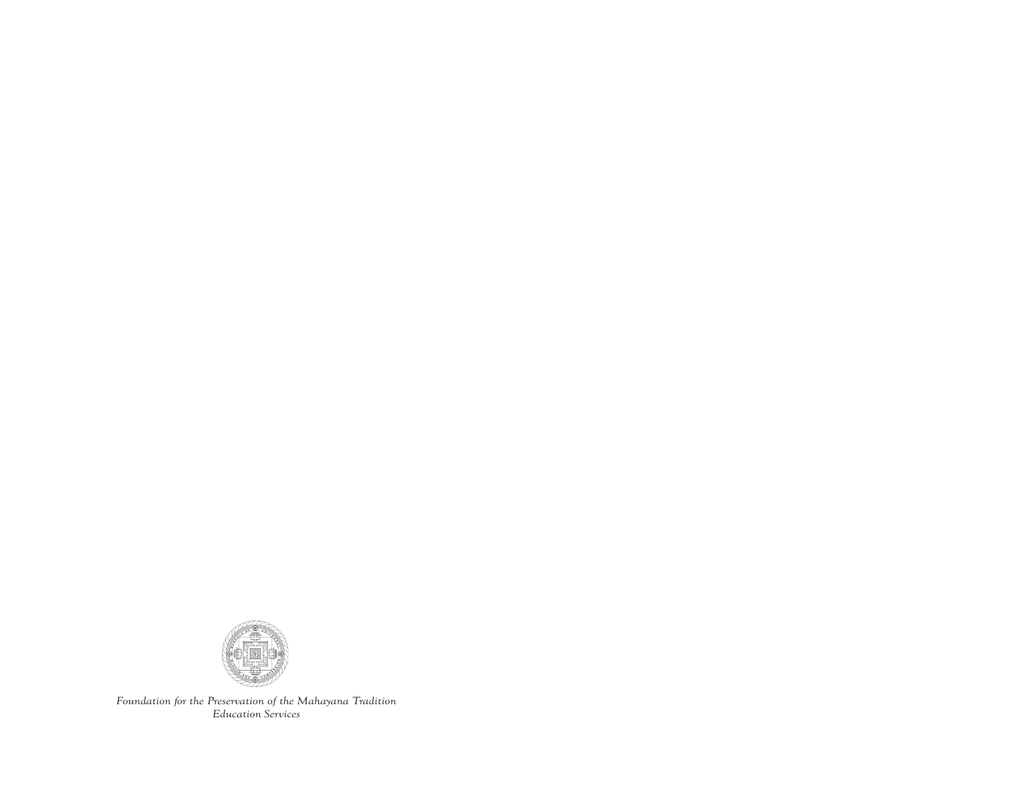*Foundation for the Preservation of the Mahayana Tradition*
*Education Services*